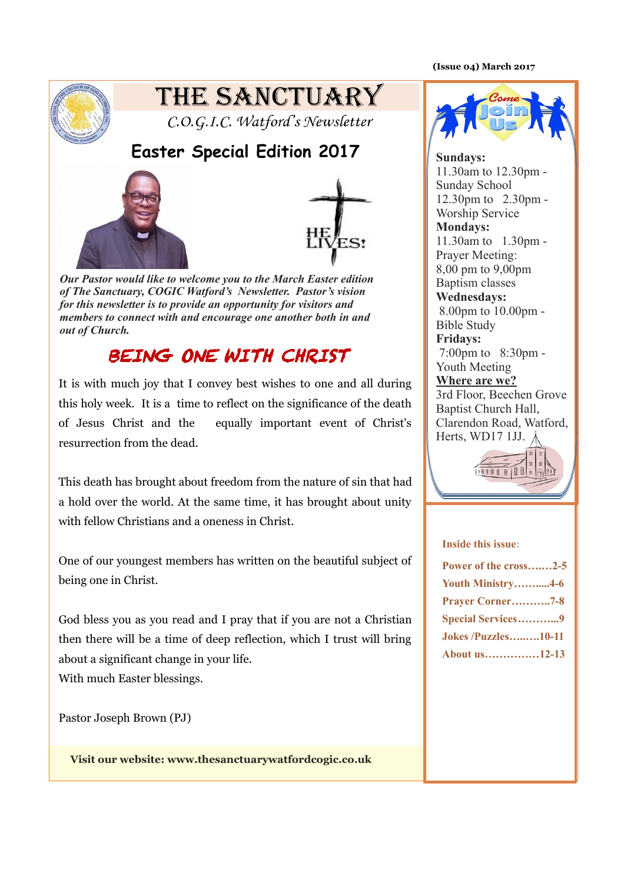(Issue 04) March 2017

# THE SANCTUARY

*C.O.G.I.C. Watford's Newsletter*

## Easter Special Edition 2017

HE LIVES!

***Our Pastor would like to welcome you to the March Easter edition of The Sanctuary, COGIC Watford's Newsletter. Pastor's vision for this newsletter is to provide an opportunity for visitors and members to connect with and encourage one another both in and out of Church.***

## BEING ONE WITH CHRIST

It is with much joy that I convey best wishes to one and all during this holy week. It is a time to reflect on the significance of the death of Jesus Christ and the equally important event of Christ's resurrection from the dead.

This death has brought about freedom from the nature of sin that had a hold over the world. At the same time, it has brought about unity with fellow Christians and a oneness in Christ.

One of our youngest members has written on the beautiful subject of being one in Christ.

God bless you as you read and I pray that if you are not a Christian then there will be a time of deep reflection, which I trust will bring about a significant change in your life.
With much Easter blessings.

Pastor Joseph Brown (PJ)

**Visit our website: www.thesanctuarywatfordcogic.co.uk**

---

Come Join Us

**Sundays:**
11.30am to 12.30pm - Sunday School
12.30pm to 2.30pm - Worship Service

**Mondays:**
11.30am to 1.30pm - Prayer Meeting:
8,00 pm to 9,00pm Baptism classes

**Wednesdays:**
8.00pm to 10.00pm - Bible Study

**Fridays:**
7:00pm to 8:30pm - Youth Meeting

**Where are we?**
3rd Floor, Beechen Grove Baptist Church Hall, Clarendon Road, Watford, Herts, WD17 1JJ.

**Inside this issue:**

- **Power of the cross…….2-5**
- **Youth Ministry……....4-6**
- **Prayer Corner………..7-8**
- **Special Services………...9**
- **Jokes /Puzzles…..….10-11**
- **About us……………12-13**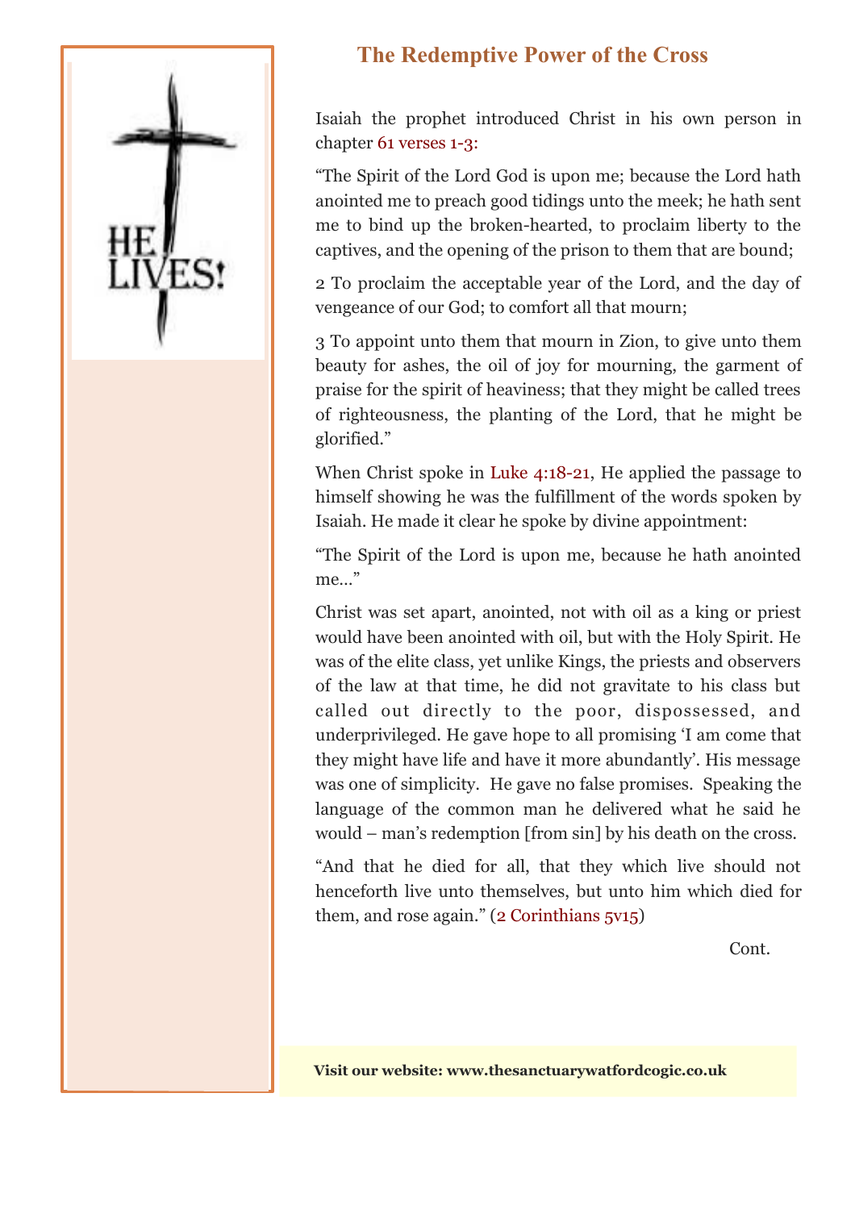## The Redemptive Power of the Cross

Isaiah the prophet introduced Christ in his own person in chapter 61 verses 1-3:

"The Spirit of the Lord God is upon me; because the Lord hath anointed me to preach good tidings unto the meek; he hath sent me to bind up the broken-hearted, to proclaim liberty to the captives, and the opening of the prison to them that are bound;

2 To proclaim the acceptable year of the Lord, and the day of vengeance of our God; to comfort all that mourn;

3 To appoint unto them that mourn in Zion, to give unto them beauty for ashes, the oil of joy for mourning, the garment of praise for the spirit of heaviness; that they might be called trees of righteousness, the planting of the Lord, that he might be glorified."

When Christ spoke in Luke 4:18-21, He applied the passage to himself showing he was the fulfillment of the words spoken by Isaiah. He made it clear he spoke by divine appointment:

"The Spirit of the Lord is upon me, because he hath anointed me…"

Christ was set apart, anointed, not with oil as a king or priest would have been anointed with oil, but with the Holy Spirit. He was of the elite class, yet unlike Kings, the priests and observers of the law at that time, he did not gravitate to his class but called out directly to the poor, dispossessed, and underprivileged. He gave hope to all promising 'I am come that they might have life and have it more abundantly'. His message was one of simplicity. He gave no false promises. Speaking the language of the common man he delivered what he said he would – man's redemption [from sin] by his death on the cross.

"And that he died for all, that they which live should not henceforth live unto themselves, but unto him which died for them, and rose again." (2 Corinthians 5v15)

Cont.

**Visit our website: www.thesanctuarywatfordcogic.co.uk**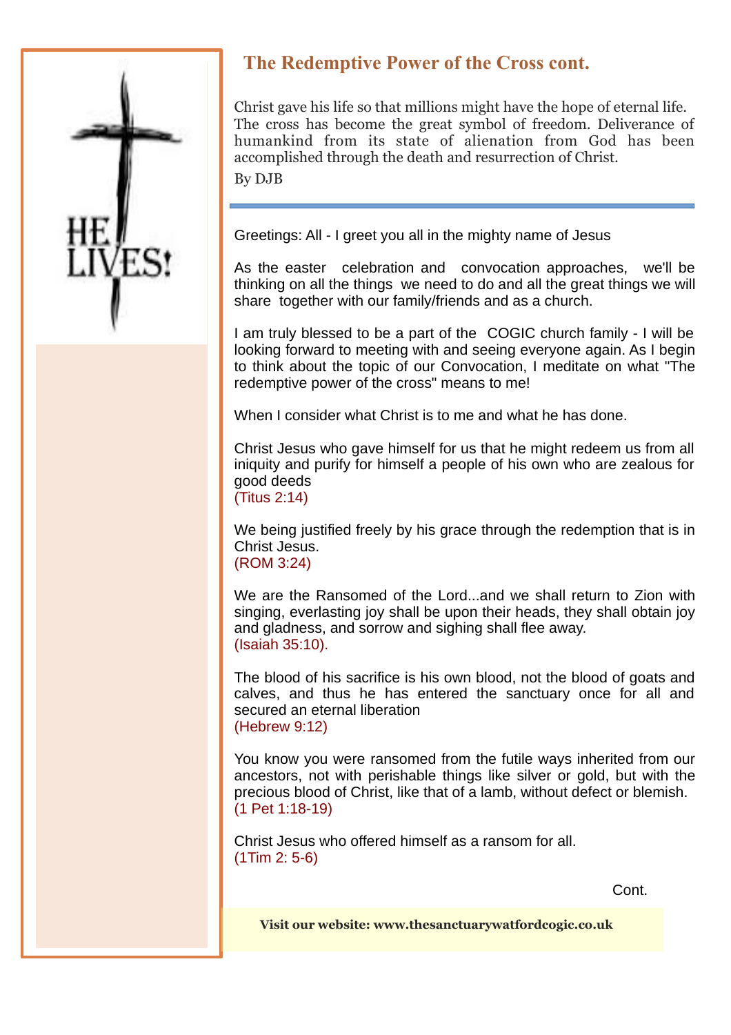## The Redemptive Power of the Cross cont.

Christ gave his life so that millions might have the hope of eternal life. The cross has become the great symbol of freedom. Deliverance of humankind from its state of alienation from God has been accomplished through the death and resurrection of Christ.

By DJB

---

Greetings: All - I greet you all in the mighty name of Jesus

As the easter celebration and convocation approaches, we'll be thinking on all the things we need to do and all the great things we will share together with our family/friends and as a church.

I am truly blessed to be a part of the COGIC church family - I will be looking forward to meeting with and seeing everyone again. As I begin to think about the topic of our Convocation, I meditate on what "The redemptive power of the cross" means to me!

When I consider what Christ is to me and what he has done.

Christ Jesus who gave himself for us that he might redeem us from all iniquity and purify for himself a people of his own who are zealous for good deeds
(Titus 2:14)

We being justified freely by his grace through the redemption that is in Christ Jesus.
(ROM 3:24)

We are the Ransomed of the Lord...and we shall return to Zion with singing, everlasting joy shall be upon their heads, they shall obtain joy and gladness, and sorrow and sighing shall flee away.
(Isaiah 35:10).

The blood of his sacrifice is his own blood, not the blood of goats and calves, and thus he has entered the sanctuary once for all and secured an eternal liberation
(Hebrew 9:12)

You know you were ransomed from the futile ways inherited from our ancestors, not with perishable things like silver or gold, but with the precious blood of Christ, like that of a lamb, without defect or blemish.
(1 Pet 1:18-19)

Christ Jesus who offered himself as a ransom for all.
(1Tim 2: 5-6)

Cont.

**Visit our website: www.thesanctuarywatfordcogic.co.uk**

HE LIVES!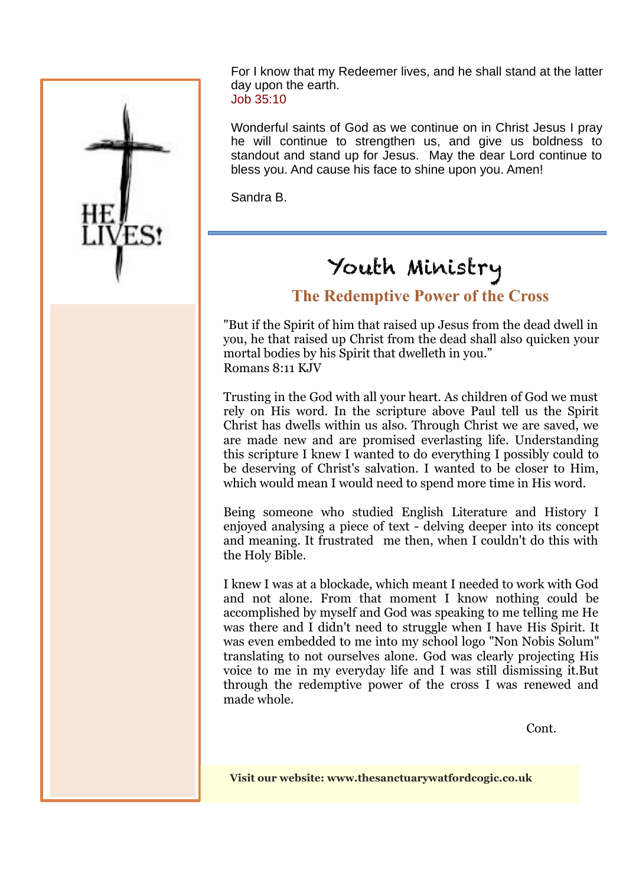For I know that my Redeemer lives, and he shall stand at the latter day upon the earth.
Job 35:10

Wonderful saints of God as we continue on in Christ Jesus I pray he will continue to strengthen us, and give us boldness to standout and stand up for Jesus. May the dear Lord continue to bless you. And cause his face to shine upon you. Amen!

Sandra B.

HE LIVES!

---

# Youth Ministry

## The Redemptive Power of the Cross

"But if the Spirit of him that raised up Jesus from the dead dwell in you, he that raised up Christ from the dead shall also quicken your mortal bodies by his Spirit that dwelleth in you."
Romans 8:11 KJV

Trusting in the God with all your heart. As children of God we must rely on His word. In the scripture above Paul tell us the Spirit Christ has dwells within us also. Through Christ we are saved, we are made new and are promised everlasting life. Understanding this scripture I knew I wanted to do everything I possibly could to be deserving of Christ's salvation. I wanted to be closer to Him, which would mean I would need to spend more time in His word.

Being someone who studied English Literature and History I enjoyed analysing a piece of text - delving deeper into its concept and meaning. It frustrated me then, when I couldn't do this with the Holy Bible.

I knew I was at a blockade, which meant I needed to work with God and not alone. From that moment I know nothing could be accomplished by myself and God was speaking to me telling me He was there and I didn't need to struggle when I have His Spirit. It was even embedded to me into my school logo "Non Nobis Solum" translating to not ourselves alone. God was clearly projecting His voice to me in my everyday life and I was still dismissing it.But through the redemptive power of the cross I was renewed and made whole.

Cont.

**Visit our website: www.thesanctuarywatfordcogic.co.uk**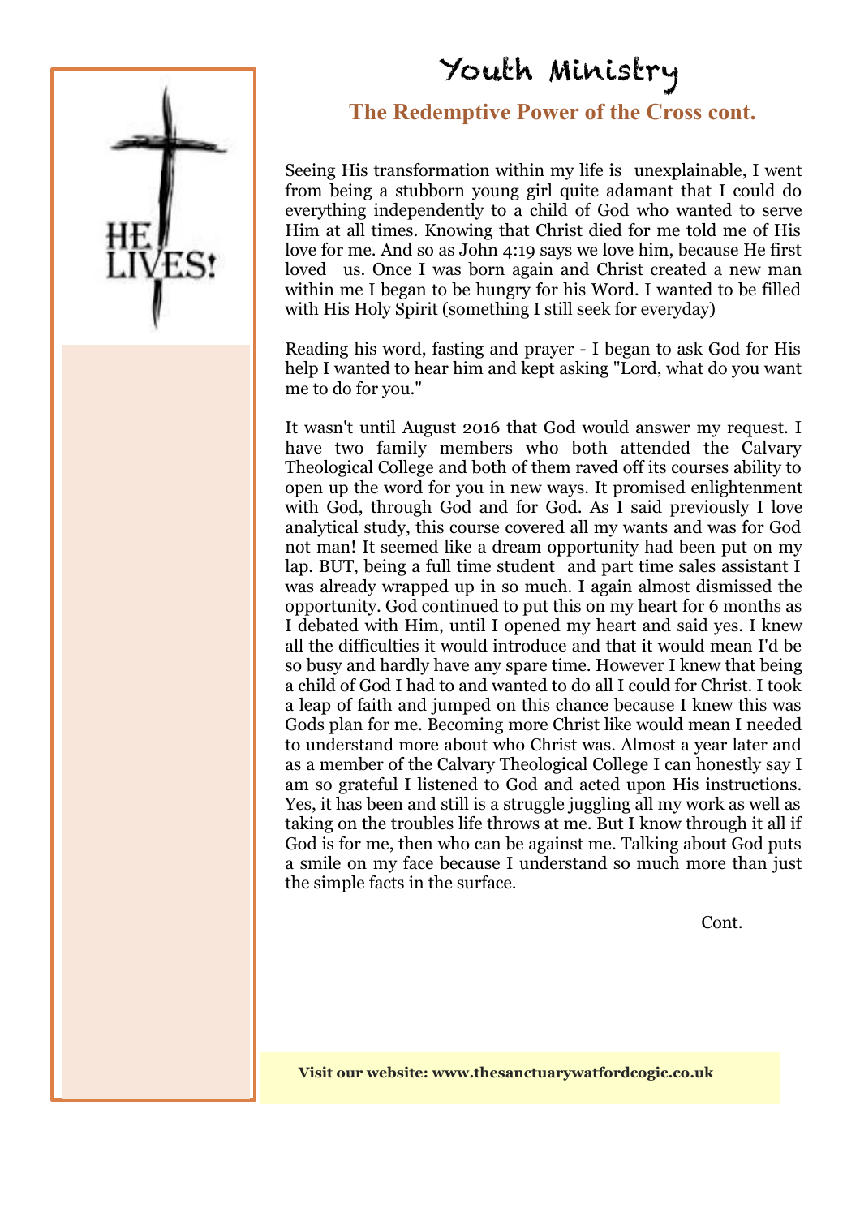# Youth Ministry

## The Redemptive Power of the Cross cont.

Seeing His transformation within my life is unexplainable, I went from being a stubborn young girl quite adamant that I could do everything independently to a child of God who wanted to serve Him at all times. Knowing that Christ died for me told me of His love for me. And so as John 4:19 says we love him, because He first loved us. Once I was born again and Christ created a new man within me I began to be hungry for his Word. I wanted to be filled with His Holy Spirit (something I still seek for everyday)

Reading his word, fasting and prayer - I began to ask God for His help I wanted to hear him and kept asking "Lord, what do you want me to do for you."

It wasn't until August 2016 that God would answer my request. I have two family members who both attended the Calvary Theological College and both of them raved off its courses ability to open up the word for you in new ways. It promised enlightenment with God, through God and for God. As I said previously I love analytical study, this course covered all my wants and was for God not man! It seemed like a dream opportunity had been put on my lap. BUT, being a full time student and part time sales assistant I was already wrapped up in so much. I again almost dismissed the opportunity. God continued to put this on my heart for 6 months as I debated with Him, until I opened my heart and said yes. I knew all the difficulties it would introduce and that it would mean I'd be so busy and hardly have any spare time. However I knew that being a child of God I had to and wanted to do all I could for Christ. I took a leap of faith and jumped on this chance because I knew this was Gods plan for me. Becoming more Christ like would mean I needed to understand more about who Christ was. Almost a year later and as a member of the Calvary Theological College I can honestly say I am so grateful I listened to God and acted upon His instructions. Yes, it has been and still is a struggle juggling all my work as well as taking on the troubles life throws at me. But I know through it all if God is for me, then who can be against me. Talking about God puts a smile on my face because I understand so much more than just the simple facts in the surface.

Cont.

**Visit our website: www.thesanctuarywatfordcogic.co.uk**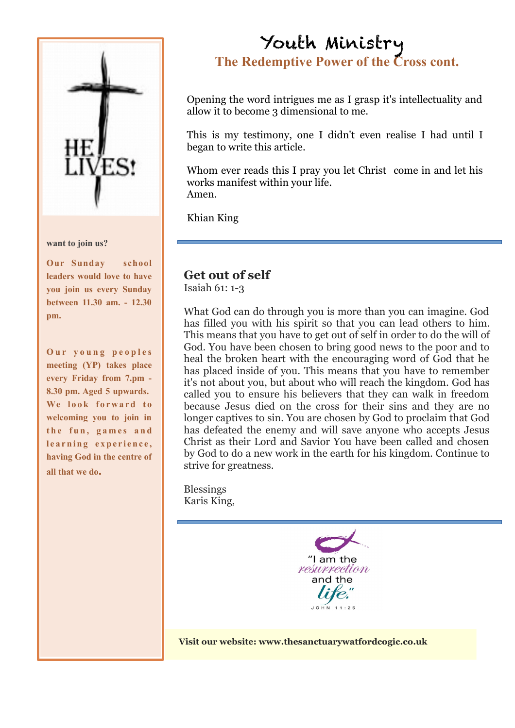# Youth Ministry

## The Redemptive Power of the Cross cont.

Opening the word intrigues me as I grasp it's intellectuality and allow it to become 3 dimensional to me.

This is my testimony, one I didn't even realise I had until I began to write this article.

Whom ever reads this I pray you let Christ come in and let his works manifest within your life.
Amen.

Khian King

---

### Get out of self

Isaiah 61: 1-3

What God can do through you is more than you can imagine. God has filled you with his spirit so that you can lead others to him. This means that you have to get out of self in order to do the will of God. You have been chosen to bring good news to the poor and to heal the broken heart with the encouraging word of God that he has placed inside of you. This means that you have to remember it's not about you, but about who will reach the kingdom. God has called you to ensure his believers that they can walk in freedom because Jesus died on the cross for their sins and they are no longer captives to sin. You are chosen by God to proclaim that God has defeated the enemy and will save anyone who accepts Jesus Christ as their Lord and Savior You have been called and chosen by God to do a new work in the earth for his kingdom. Continue to strive for greatness.

Blessings
Karis King,

---

"I am the resurrection and the life."
JOHN 11:25

**Visit our website: www.thesanctuarywatfordcogic.co.uk**

---

HE LIVES!

**want to join us?**

**Our Sunday school leaders would love to have you join us every Sunday between 11.30 am. - 12.30 pm.**

**Our young peoples meeting (YP) takes place every Friday from 7.pm - 8.30 pm. Aged 5 upwards. We look forward to welcoming you to join in the fun, games and learning experience, having God in the centre of all that we do.**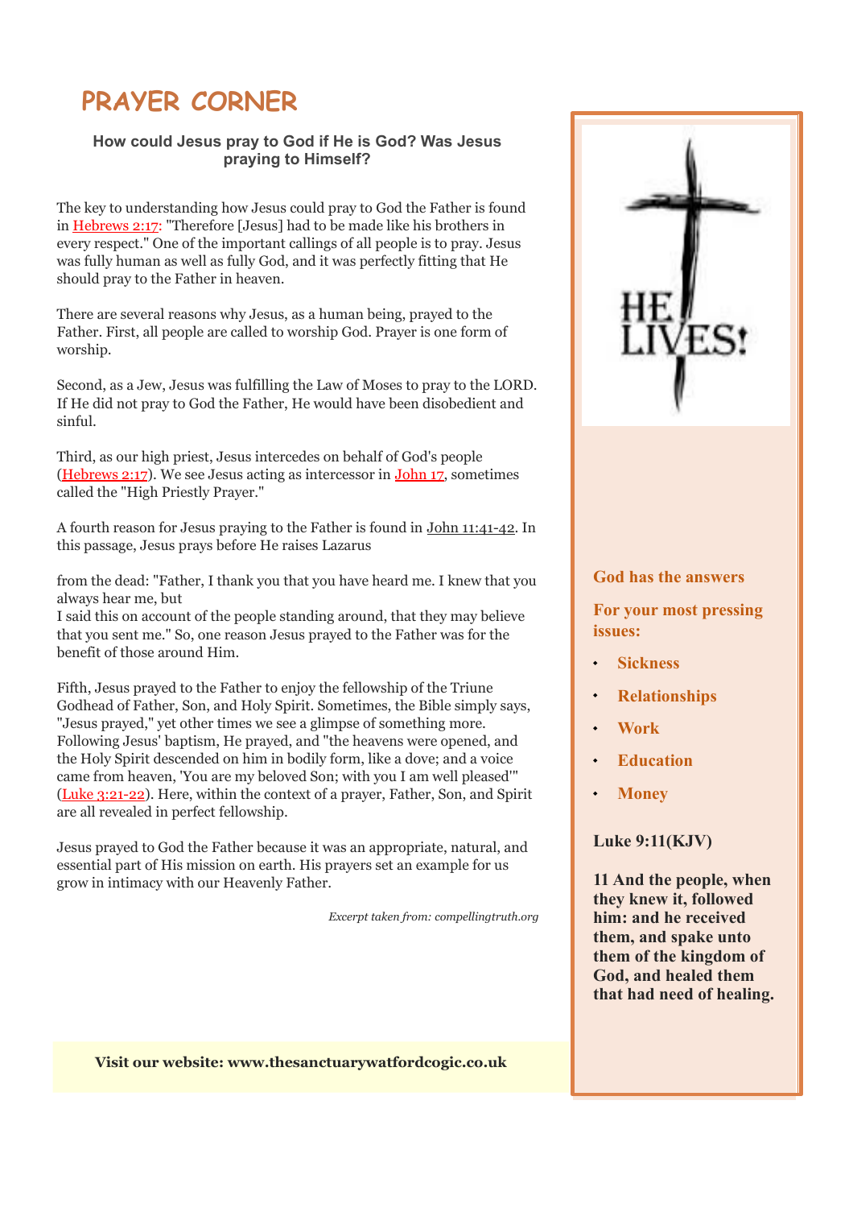# PRAYER CORNER

### How could Jesus pray to God if He is God? Was Jesus praying to Himself?

The key to understanding how Jesus could pray to God the Father is found in Hebrews 2:17: "Therefore [Jesus] had to be made like his brothers in every respect." One of the important callings of all people is to pray. Jesus was fully human as well as fully God, and it was perfectly fitting that He should pray to the Father in heaven.

There are several reasons why Jesus, as a human being, prayed to the Father. First, all people are called to worship God. Prayer is one form of worship.

Second, as a Jew, Jesus was fulfilling the Law of Moses to pray to the LORD. If He did not pray to God the Father, He would have been disobedient and sinful.

Third, as our high priest, Jesus intercedes on behalf of God's people (Hebrews 2:17). We see Jesus acting as intercessor in John 17, sometimes called the "High Priestly Prayer."

A fourth reason for Jesus praying to the Father is found in John 11:41-42. In this passage, Jesus prays before He raises Lazarus from the dead: "Father, I thank you that you have heard me. I knew that you always hear me, but I said this on account of the people standing around, that they may believe that you sent me." So, one reason Jesus prayed to the Father was for the benefit of those around Him.

Fifth, Jesus prayed to the Father to enjoy the fellowship of the Triune Godhead of Father, Son, and Holy Spirit. Sometimes, the Bible simply says, "Jesus prayed," yet other times we see a glimpse of something more. Following Jesus' baptism, He prayed, and "the heavens were opened, and the Holy Spirit descended on him in bodily form, like a dove; and a voice came from heaven, 'You are my beloved Son; with you I am well pleased'" (Luke 3:21-22). Here, within the context of a prayer, Father, Son, and Spirit are all revealed in perfect fellowship.

Jesus prayed to God the Father because it was an appropriate, natural, and essential part of His mission on earth. His prayers set an example for us grow in intimacy with our Heavenly Father.

*Excerpt taken from: compellingtruth.org*

**Visit our website: www.thesanctuarywatfordcogic.co.uk**

HE LIVES!

**God has the answers**

**For your most pressing issues:**

- **Sickness**
- **Relationships**
- **Work**
- **Education**
- **Money**

**Luke 9:11(KJV)**

**11 And the people, when they knew it, followed him: and he received them, and spake unto them of the kingdom of God, and healed them that had need of healing.**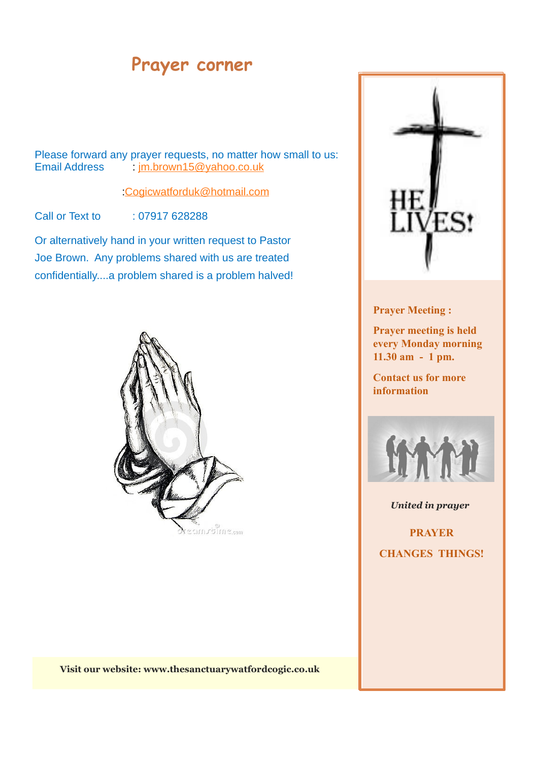# Prayer corner

Please forward any prayer requests, no matter how small to us:
Email Address : jm.brown15@yahoo.co.uk

:Cogicwatforduk@hotmail.com

Call or Text to : 07917 628288

Or alternatively hand in your written request to Pastor Joe Brown. Any problems shared with us are treated confidentially....a problem shared is a problem halved!

**Prayer Meeting :**

**Prayer meeting is held every Monday morning 11.30 am - 1 pm.**

**Contact us for more information**

*United in prayer*

**PRAYER**

**CHANGES THINGS!**

**Visit our website: www.thesanctuarywatfordcogic.co.uk**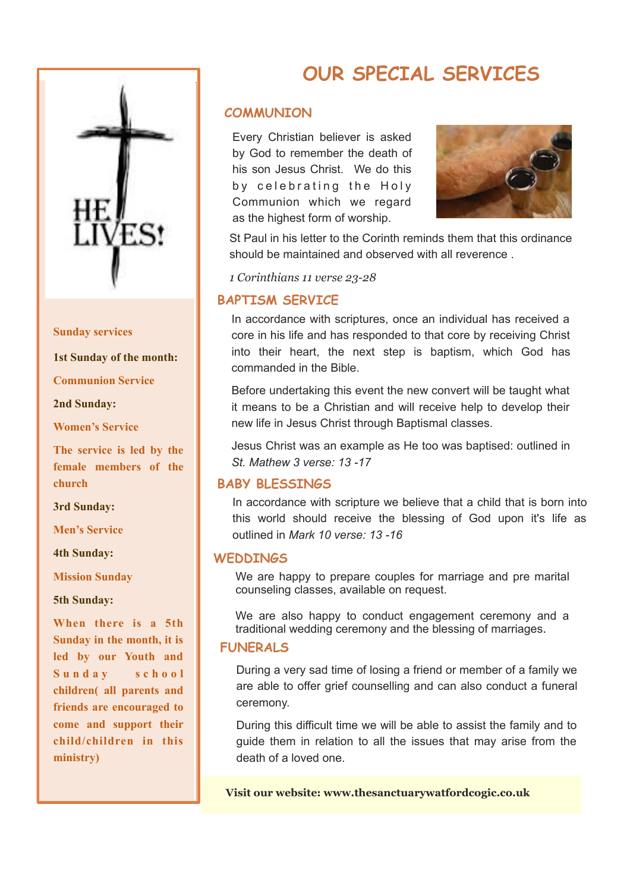HE LIVES!

**Sunday services**

**1st Sunday of the month:**

**Communion Service**

**2nd Sunday:**

**Women's Service**

**The service is led by the female members of the church**

**3rd Sunday:**

**Men's Service**

**4th Sunday:**

**Mission Sunday**

**5th Sunday:**

**When there is a 5th Sunday in the month, it is led by our Youth and Sunday school children( all parents and friends are encouraged to come and support their child/children in this ministry)**

# OUR SPECIAL SERVICES

## COMMUNION

Every Christian believer is asked by God to remember the death of his son Jesus Christ. We do this by celebrating the Holy Communion which we regard as the highest form of worship.

St Paul in his letter to the Corinth reminds them that this ordinance should be maintained and observed with all reverence .

*1 Corinthians 11 verse 23-28*

## BAPTISM SERVICE

In accordance with scriptures, once an individual has received a core in his life and has responded to that core by receiving Christ into their heart, the next step is baptism, which God has commanded in the Bible.

Before undertaking this event the new convert will be taught what it means to be a Christian and will receive help to develop their new life in Jesus Christ through Baptismal classes.

Jesus Christ was an example as He too was baptised: outlined in *St. Mathew 3 verse: 13 -17*

## BABY BLESSINGS

In accordance with scripture we believe that a child that is born into this world should receive the blessing of God upon it's life as outlined in *Mark 10 verse: 13 -16*

## WEDDINGS

We are happy to prepare couples for marriage and pre marital counseling classes, available on request.

We are also happy to conduct engagement ceremony and a traditional wedding ceremony and the blessing of marriages.

## FUNERALS

During a very sad time of losing a friend or member of a family we are able to offer grief counselling and can also conduct a funeral ceremony.

During this difficult time we will be able to assist the family and to guide them in relation to all the issues that may arise from the death of a loved one.

**Visit our website: www.thesanctuarywatfordcogic.co.uk**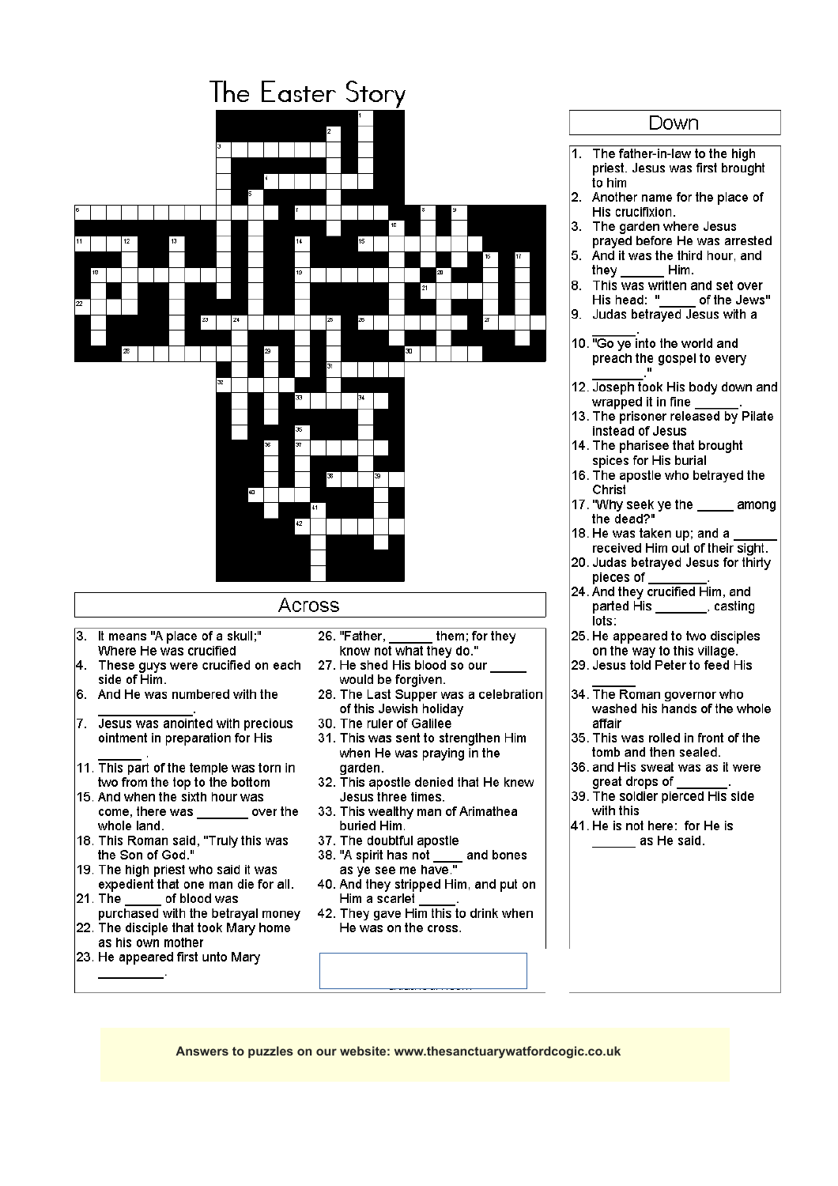# The Easter Story

## Across

3. It means "A place of a skull;" Where He was crucified
4. These guys were crucified on each side of Him.
6. And He was numbered with the ____________.
7. Jesus was anointed with precious ointment in preparation for His ______ .
11. This part of the temple was torn in two from the top to the bottom
15. And when the sixth hour was come, there was _______ over the whole land.
18. This Roman said, "Truly this was the Son of God."
19. The high priest who said it was expedient that one man die for all.
21. The _____ of blood was purchased with the betrayal money
22. The disciple that took Mary home as his own mother
23. He appeared first unto Mary _________.
26. "Father, ______ them; for they know not what they do."
27. He shed His blood so our _____ would be forgiven.
28. The Last Supper was a celebration of this Jewish holiday
30. The ruler of Galilee
31. This was sent to strengthen Him when He was praying in the garden.
32. This apostle denied that He knew Jesus three times.
33. This wealthy man of Arimathea buried Him.
37. The doubtful apostle
38. "A spirit has not ____ and bones as ye see me have."
40. And they stripped Him, and put on Him a scarlet _____.
42. They gave Him this to drink when He was on the cross.

## Down

1. The father-in-law to the high priest. Jesus was first brought to him
2. Another name for the place of His crucifixion.
3. The garden where Jesus prayed before He was arrested
5. And it was the third hour, and they ______ Him.
8. This was written and set over His head: "_____ of the Jews"
9. Judas betrayed Jesus with a ______.
10. "Go ye into the world and preach the gospel to every ________."
12. Joseph took His body down and wrapped it in fine ______.
13. The prisoner released by Pilate instead of Jesus
14. The pharisee that brought spices for His burial
16. The apostle who betrayed the Christ
17. "Why seek ye the _____ among the dead?"
18. He was taken up; and a ______ received Him out of their sight.
20. Judas betrayed Jesus for thirty pieces of ________.
24. And they crucified Him, and parted His _______, casting lots.
25. He appeared to two disciples on the way to this village.
29. Jesus told Peter to feed His ______
34. The Roman governor who washed his hands of the whole affair
35. This was rolled in front of the tomb and then sealed.
36. and His sweat was as it were great drops of _______.
39. The soldier pierced His side with this
41. He is not here: for He is ______ as He said.

Answers to puzzles on our website: www.thesanctuarywatfordcogic.co.uk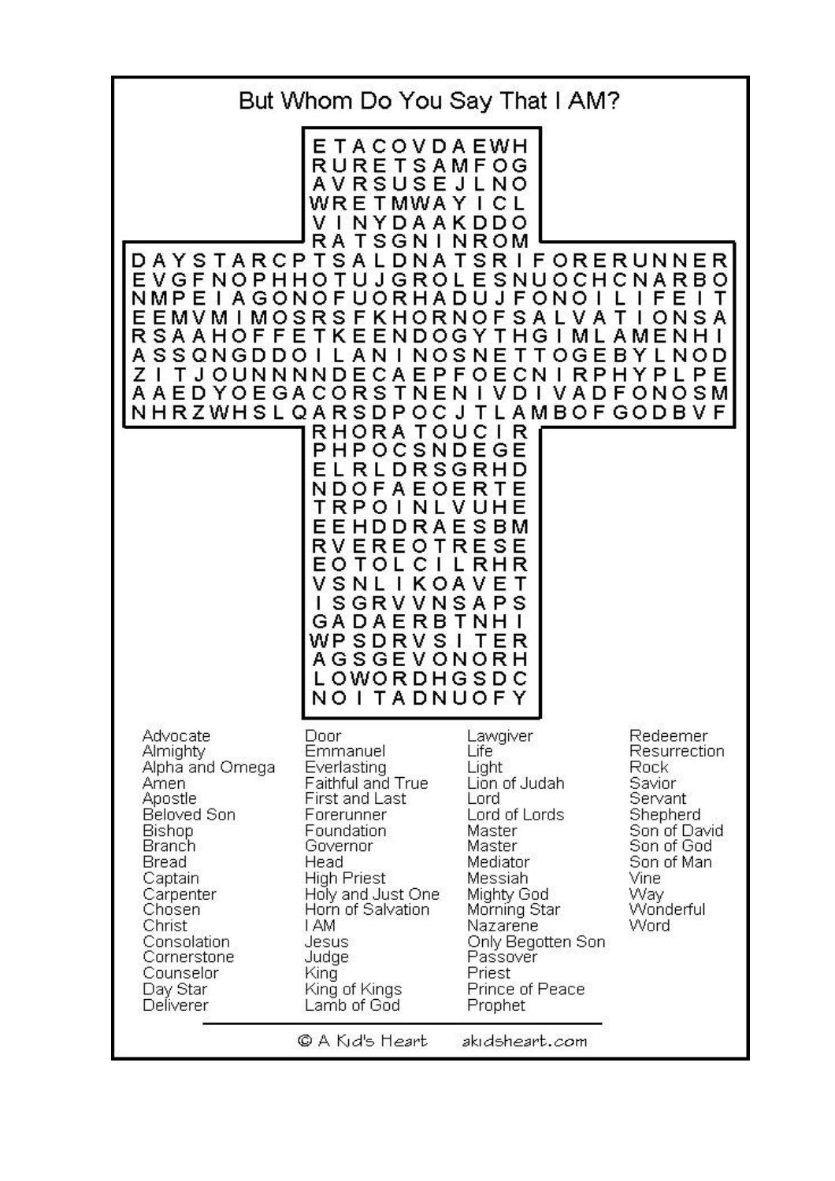# But Whom Do You Say That I AM?

```
                  E T A C O V D A E W H
                  R U R E T S A M F O G
                  A V R S U S E J L N O
                  W R E T M W A Y I C L
                  V I N Y D A A K D D O
                  R A T S G N I N R O M
D A Y S T A R C P T S A L D N A T S R I F O R E R U N N E R
E V G F N O P H H O T U J G R O L E S N U O C H C N A R B O
N M P E I A G O N O F U O R H A D U J F O N O I L I F E I T
E E M V M I M O S R S F K H O R N O F S A L V A T I O N S A
R S A A H O F F E T K E E N D O G Y T H G I M L A M E N H I
A S S Q N G D D O I L A N I N O S N E T T O G E B Y L N O D
Z I T J O U N N N N D E C A E P F O E C N I R P H Y P L P E
A A E D Y O E G A C O R S T N E N I V D I V A D F O N O S M
N H R Z W H S L Q A R S D P O C J T L A M B O F G O D B V F
                  R H O R A T O U C I R
                  P H P O C S N D E G E
                  E L R L D R S G R H D
                  N D O F A E O E R T E
                  T R P O I N L V U H E
                  E E H D D R A E S B M
                  R V E R E O T R E S E
                  E O T O L C I L R H R
                  V S N L I K O A V E T
                  I S G R V V N S A P S
                  G A D A E R B T N H I
                  W P S D R V S I T E R
                  A G S G E V O N O R H
                  L O W O R D H G S D C
                  N O I T A D N U O F Y
```

Advocate
Almighty
Alpha and Omega
Amen
Apostle
Beloved Son
Bishop
Branch
Bread
Captain
Carpenter
Chosen
Christ
Consolation
Cornerstone
Counselor
Day Star
Deliverer
Door
Emmanuel
Everlasting
Faithful and True
First and Last
Forerunner
Foundation
Governor
Head
High Priest
Holy and Just One
Horn of Salvation
I AM
Jesus
Judge
King
King of Kings
Lamb of God
Lawgiver
Life
Light
Lion of Judah
Lord
Lord of Lords
Master
Master
Mediator
Messiah
Mighty God
Morning Star
Nazarene
Only Begotten Son
Passover
Priest
Prince of Peace
Prophet
Redeemer
Resurrection
Rock
Savior
Servant
Shepherd
Son of David
Son of God
Son of Man
Vine
Way
Wonderful
Word

© A Kid's Heart akidsheart.com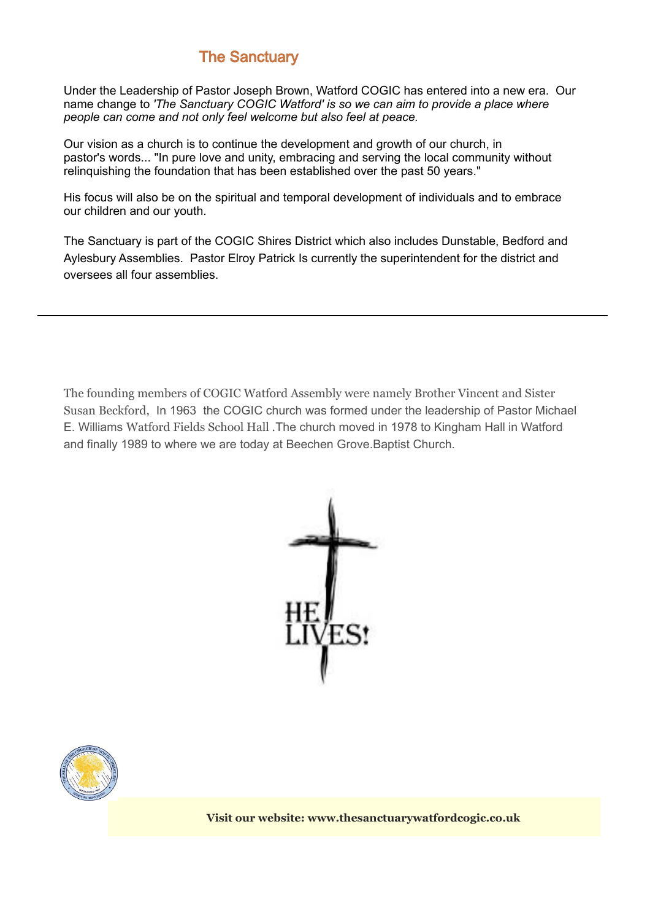## The Sanctuary

Under the Leadership of Pastor Joseph Brown, Watford COGIC has entered into a new era. Our name change to *'The Sanctuary COGIC Watford' is so we can aim to provide a place where people can come and not only feel welcome but also feel at peace.*

Our vision as a church is to continue the development and growth of our church, in pastor's words... "In pure love and unity, embracing and serving the local community without relinquishing the foundation that has been established over the past 50 years."

His focus will also be on the spiritual and temporal development of individuals and to embrace our children and our youth.

The Sanctuary is part of the COGIC Shires District which also includes Dunstable, Bedford and Aylesbury Assemblies. Pastor Elroy Patrick Is currently the superintendent for the district and oversees all four assemblies.

---

The founding members of COGIC Watford Assembly were namely Brother Vincent and Sister Susan Beckford, In 1963 the COGIC church was formed under the leadership of Pastor Michael E. Williams Watford Fields School Hall .The church moved in 1978 to Kingham Hall in Watford and finally 1989 to where we are today at Beechen Grove.Baptist Church.

HE LIVES!

**Visit our website: www.thesanctuarywatfordcogic.co.uk**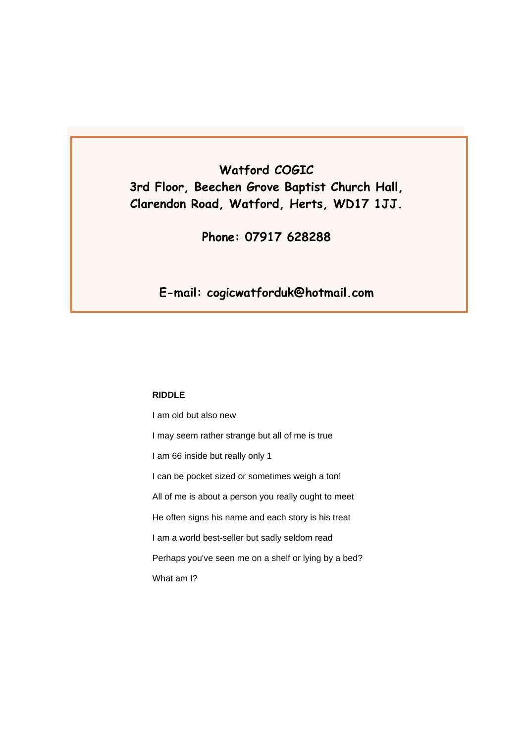**Watford COGIC**
**3rd Floor, Beechen Grove Baptist Church Hall,**
**Clarendon Road, Watford, Herts, WD17 1JJ.**

**Phone: 07917 628288**

**E-mail: cogicwatforduk@hotmail.com**

**RIDDLE**

I am old but also new

I may seem rather strange but all of me is true

I am 66 inside but really only 1

I can be pocket sized or sometimes weigh a ton!

All of me is about a person you really ought to meet

He often signs his name and each story is his treat

I am a world best-seller but sadly seldom read

Perhaps you've seen me on a shelf or lying by a bed?

What am I?